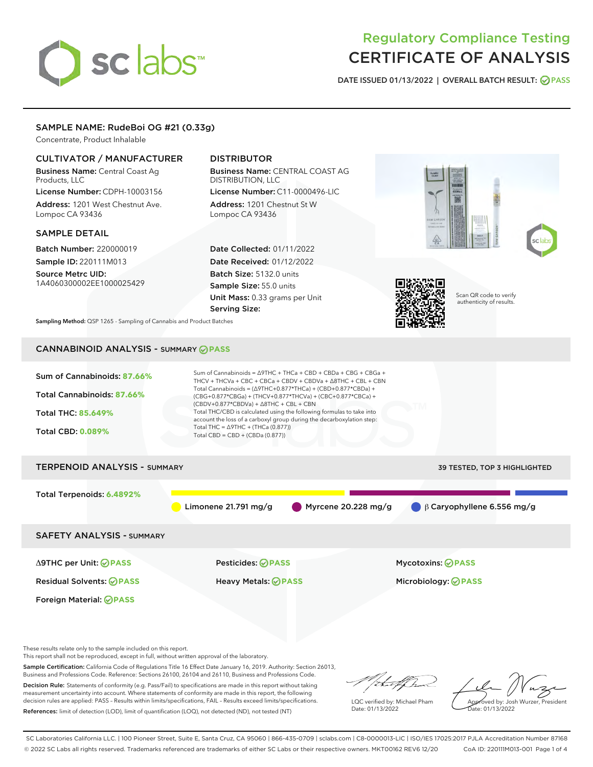# Regulatory Compliance Testing
# CERTIFICATE OF ANALYSIS

DATE ISSUED 01/13/2022 | OVERALL BATCH RESULT: PASS

## SAMPLE NAME: RudeBoi OG #21 (0.33g)

Concentrate, Product Inhalable

### CULTIVATOR / MANUFACTURER

**Business Name:** Central Coast Ag Products, LLC

**License Number:** CDPH-10003156

**Address:** 1201 West Chestnut Ave. Lompoc CA 93436

### DISTRIBUTOR

**Business Name:** CENTRAL COAST AG DISTRIBUTION, LLC

**License Number:** C11-0000496-LIC

**Address:** 1201 Chestnut St W Lompoc CA 93436

### SAMPLE DETAIL

**Batch Number:** 220000019

**Sample ID:** 220111M013

**Source Metrc UID:** 1A4060300002EE1000025429

**Date Collected:** 01/11/2022

**Date Received:** 01/12/2022

**Batch Size:** 5132.0 units

**Sample Size:** 55.0 units

**Unit Mass:** 0.33 grams per Unit

**Serving Size:**

**Sampling Method:** QSP 1265 - Sampling of Cannabis and Product Batches

Scan QR code to verify authenticity of results.

## CANNABINOID ANALYSIS - SUMMARY PASS

Sum of Cannabinoids: **87.66%**

Total Cannabinoids: **87.66%**

Total THC: **85.649%**

Total CBD: **0.089%**

Sum of Cannabinoids = Δ9THC + THCa + CBD + CBDa + CBG + CBGa + THCV + THCVa + CBC + CBCa + CBDV + CBDVa + Δ8THC + CBL + CBN

Total Cannabinoids = (Δ9THC+0.877*THCa) + (CBD+0.877*CBDa) + (CBG+0.877*CBGa) + (THCV+0.877*THCVa) + (CBC+0.877*CBCa) + (CBDV+0.877*CBDVa) + Δ8THC + CBL + CBN

Total THC/CBD is calculated using the following formulas to take into account the loss of a carboxyl group during the decarboxylation step:

Total THC = Δ9THC + (THCa (0.877))

Total CBD = CBD + (CBDa (0.877))

## TERPENOID ANALYSIS - SUMMARY

39 TESTED, TOP 3 HIGHLIGHTED

Total Terpenoids: **6.4892%**

Limonene 21.791 mg/g | Myrcene 20.228 mg/g | β Caryophyllene 6.556 mg/g

## SAFETY ANALYSIS - SUMMARY

| | | |
|---|---|---|
| Δ9THC per Unit: PASS | Pesticides: PASS | Mycotoxins: PASS |
| Residual Solvents: PASS | Heavy Metals: PASS | Microbiology: PASS |
| Foreign Material: PASS | | |

These results relate only to the sample included on this report.
This report shall not be reproduced, except in full, without written approval of the laboratory.

**Sample Certification:** California Code of Regulations Title 16 Effect Date January 16, 2019. Authority: Section 26013, Business and Professions Code. Reference: Sections 26100, 26104 and 26110, Business and Professions Code.

**Decision Rule:** Statements of conformity (e.g. Pass/Fail) to specifications are made in this report without taking measurement uncertainty into account. Where statements of conformity are made in this report, the following decision rules are applied: PASS – Results within limits/specifications, FAIL – Results exceed limits/specifications.

**References:** limit of detection (LOD), limit of quantification (LOQ), not detected (ND), not tested (NT)

LQC verified by: Michael Pham
Date: 01/13/2022

Approved by: Josh Wurzer, President
Date: 01/13/2022

SC Laboratories California LLC. | 100 Pioneer Street, Suite E, Santa Cruz, CA 95060 | 866-435-0709 | sclabs.com | C8-0000013-LIC | ISO/IES 17025:2017 PJLA Accreditation Number 87168
© 2022 SC Labs all rights reserved. Trademarks referenced are trademarks of either SC Labs or their respective owners. MKT00162 REV6 12/20 CoA ID: 220111M013-001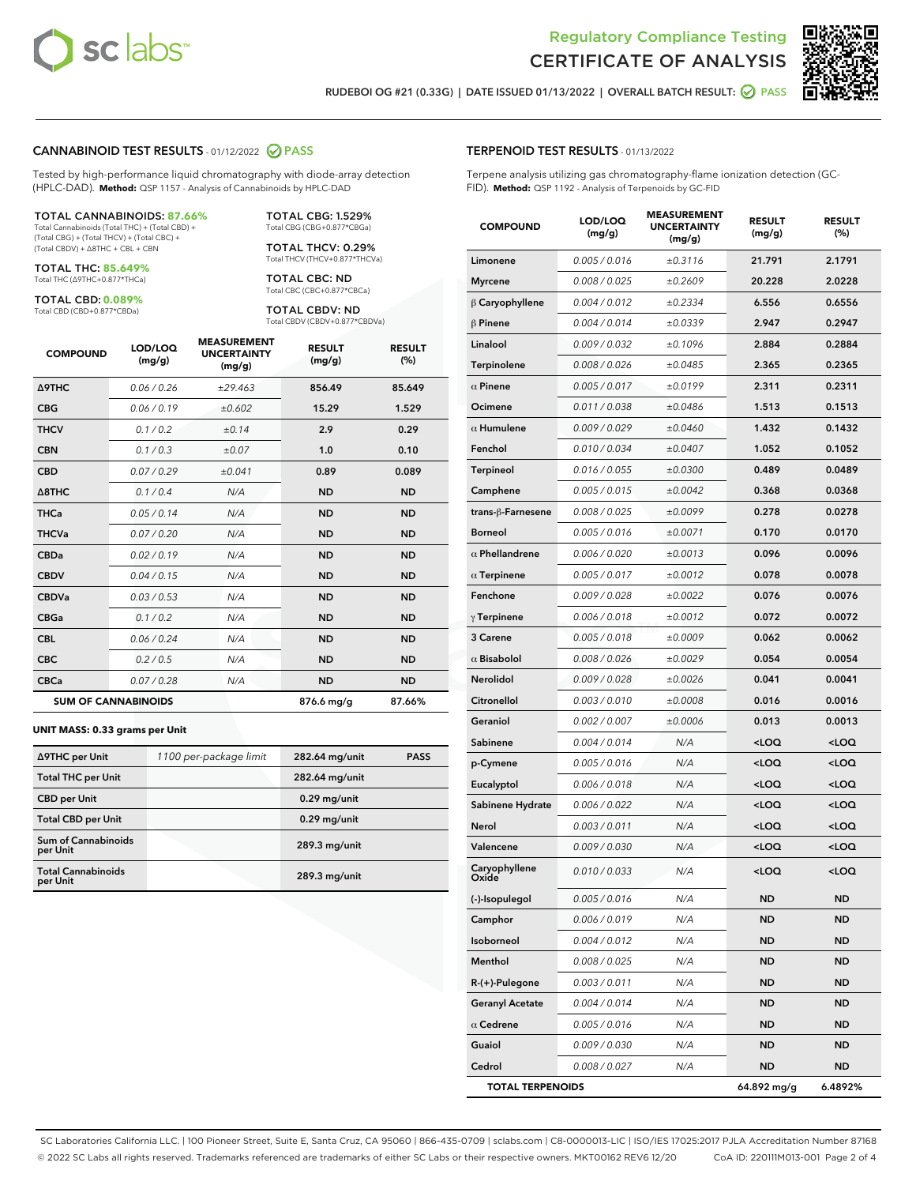# Regulatory Compliance Testing
# CERTIFICATE OF ANALYSIS

RUDEBOI OG #21 (0.33G) | DATE ISSUED 01/13/2022 | OVERALL BATCH RESULT: PASS

## CANNABINOID TEST RESULTS - 01/12/2022 PASS

Tested by high-performance liquid chromatography with diode-array detection (HPLC-DAD). **Method:** QSP 1157 - Analysis of Cannabinoids by HPLC-DAD

**TOTAL CANNABINOIDS: 87.66%**
Total Cannabinoids (Total THC) + (Total CBD) + (Total CBG) + (Total THCV) + (Total CBC) + (Total CBDV) + Δ8THC + CBL + CBN

**TOTAL THC: 85.649%**
Total THC (Δ9THC+0.877*THCa)

**TOTAL CBD: 0.089%**
Total CBD (CBD+0.877*CBDa)

**TOTAL CBG: 1.529%**
Total CBG (CBG+0.877*CBGa)

**TOTAL THCV: 0.29%**
Total THCV (THCV+0.877*THCVa)

**TOTAL CBC: ND**
Total CBC (CBC+0.877*CBCa)

**TOTAL CBDV: ND**
Total CBDV (CBDV+0.877*CBDVa)

| COMPOUND | LOD/LOQ (mg/g) | MEASUREMENT UNCERTAINTY (mg/g) | RESULT (mg/g) | RESULT (%) |
|---|---|---|---|---|
| Δ9THC | 0.06 / 0.26 | ±29.463 | 856.49 | 85.649 |
| CBG | 0.06 / 0.19 | ±0.602 | 15.29 | 1.529 |
| THCV | 0.1 / 0.2 | ±0.14 | 2.9 | 0.29 |
| CBN | 0.1 / 0.3 | ±0.07 | 1.0 | 0.10 |
| CBD | 0.07 / 0.29 | ±0.041 | 0.89 | 0.089 |
| Δ8THC | 0.1 / 0.4 | N/A | ND | ND |
| THCa | 0.05 / 0.14 | N/A | ND | ND |
| THCVa | 0.07 / 0.20 | N/A | ND | ND |
| CBDa | 0.02 / 0.19 | N/A | ND | ND |
| CBDV | 0.04 / 0.15 | N/A | ND | ND |
| CBDVa | 0.03 / 0.53 | N/A | ND | ND |
| CBGa | 0.1 / 0.2 | N/A | ND | ND |
| CBL | 0.06 / 0.24 | N/A | ND | ND |
| CBC | 0.2 / 0.5 | N/A | ND | ND |
| CBCa | 0.07 / 0.28 | N/A | ND | ND |
| **SUM OF CANNABINOIDS** | | | 876.6 mg/g | 87.66% |

**UNIT MASS: 0.33 grams per Unit**

| | | | |
|---|---|---|---|
| Δ9THC per Unit | 1100 per-package limit | 282.64 mg/unit | PASS |
| Total THC per Unit | | 282.64 mg/unit | |
| CBD per Unit | | 0.29 mg/unit | |
| Total CBD per Unit | | 0.29 mg/unit | |
| Sum of Cannabinoids per Unit | | 289.3 mg/unit | |
| Total Cannabinoids per Unit | | 289.3 mg/unit | |

## TERPENOID TEST RESULTS - 01/13/2022

Terpene analysis utilizing gas chromatography-flame ionization detection (GC-FID). **Method:** QSP 1192 - Analysis of Terpenoids by GC-FID

| COMPOUND | LOD/LOQ (mg/g) | MEASUREMENT UNCERTAINTY (mg/g) | RESULT (mg/g) | RESULT (%) |
|---|---|---|---|---|
| Limonene | 0.005 / 0.016 | ±0.3116 | 21.791 | 2.1791 |
| Myrcene | 0.008 / 0.025 | ±0.2609 | 20.228 | 2.0228 |
| β Caryophyllene | 0.004 / 0.012 | ±0.2334 | 6.556 | 0.6556 |
| β Pinene | 0.004 / 0.014 | ±0.0339 | 2.947 | 0.2947 |
| Linalool | 0.009 / 0.032 | ±0.1096 | 2.884 | 0.2884 |
| Terpinolene | 0.008 / 0.026 | ±0.0485 | 2.365 | 0.2365 |
| α Pinene | 0.005 / 0.017 | ±0.0199 | 2.311 | 0.2311 |
| Ocimene | 0.011 / 0.038 | ±0.0486 | 1.513 | 0.1513 |
| α Humulene | 0.009 / 0.029 | ±0.0460 | 1.432 | 0.1432 |
| Fenchol | 0.010 / 0.034 | ±0.0407 | 1.052 | 0.1052 |
| Terpineol | 0.016 / 0.055 | ±0.0300 | 0.489 | 0.0489 |
| Camphene | 0.005 / 0.015 | ±0.0042 | 0.368 | 0.0368 |
| trans-β-Farnesene | 0.008 / 0.025 | ±0.0099 | 0.278 | 0.0278 |
| Borneol | 0.005 / 0.016 | ±0.0071 | 0.170 | 0.0170 |
| α Phellandrene | 0.006 / 0.020 | ±0.0013 | 0.096 | 0.0096 |
| α Terpinene | 0.005 / 0.017 | ±0.0012 | 0.078 | 0.0078 |
| Fenchone | 0.009 / 0.028 | ±0.0022 | 0.076 | 0.0076 |
| γ Terpinene | 0.006 / 0.018 | ±0.0012 | 0.072 | 0.0072 |
| 3 Carene | 0.005 / 0.018 | ±0.0009 | 0.062 | 0.0062 |
| α Bisabolol | 0.008 / 0.026 | ±0.0029 | 0.054 | 0.0054 |
| Nerolidol | 0.009 / 0.028 | ±0.0026 | 0.041 | 0.0041 |
| Citronellol | 0.003 / 0.010 | ±0.0008 | 0.016 | 0.0016 |
| Geraniol | 0.002 / 0.007 | ±0.0006 | 0.013 | 0.0013 |
| Sabinene | 0.004 / 0.014 | N/A | <LOQ | <LOQ |
| p-Cymene | 0.005 / 0.016 | N/A | <LOQ | <LOQ |
| Eucalyptol | 0.006 / 0.018 | N/A | <LOQ | <LOQ |
| Sabinene Hydrate | 0.006 / 0.022 | N/A | <LOQ | <LOQ |
| Nerol | 0.003 / 0.011 | N/A | <LOQ | <LOQ |
| Valencene | 0.009 / 0.030 | N/A | <LOQ | <LOQ |
| Caryophyllene Oxide | 0.010 / 0.033 | N/A | <LOQ | <LOQ |
| (-)-Isopulegol | 0.005 / 0.016 | N/A | ND | ND |
| Camphor | 0.006 / 0.019 | N/A | ND | ND |
| Isoborneol | 0.004 / 0.012 | N/A | ND | ND |
| Menthol | 0.008 / 0.025 | N/A | ND | ND |
| R-(+)-Pulegone | 0.003 / 0.011 | N/A | ND | ND |
| Geranyl Acetate | 0.004 / 0.014 | N/A | ND | ND |
| α Cedrene | 0.005 / 0.016 | N/A | ND | ND |
| Guaiol | 0.009 / 0.030 | N/A | ND | ND |
| Cedrol | 0.008 / 0.027 | N/A | ND | ND |
| **TOTAL TERPENOIDS** | | | 64.892 mg/g | 6.4892% |

SC Laboratories California LLC. | 100 Pioneer Street, Suite E, Santa Cruz, CA 95060 | 866-435-0709 | sclabs.com | C8-0000013-LIC | ISO/IES 17025:2017 PJLA Accreditation Number 87168
© 2022 SC Labs all rights reserved. Trademarks referenced are trademarks of either SC Labs or their respective owners. MKT00162 REV6 12/20 CoA ID: 220111M013-001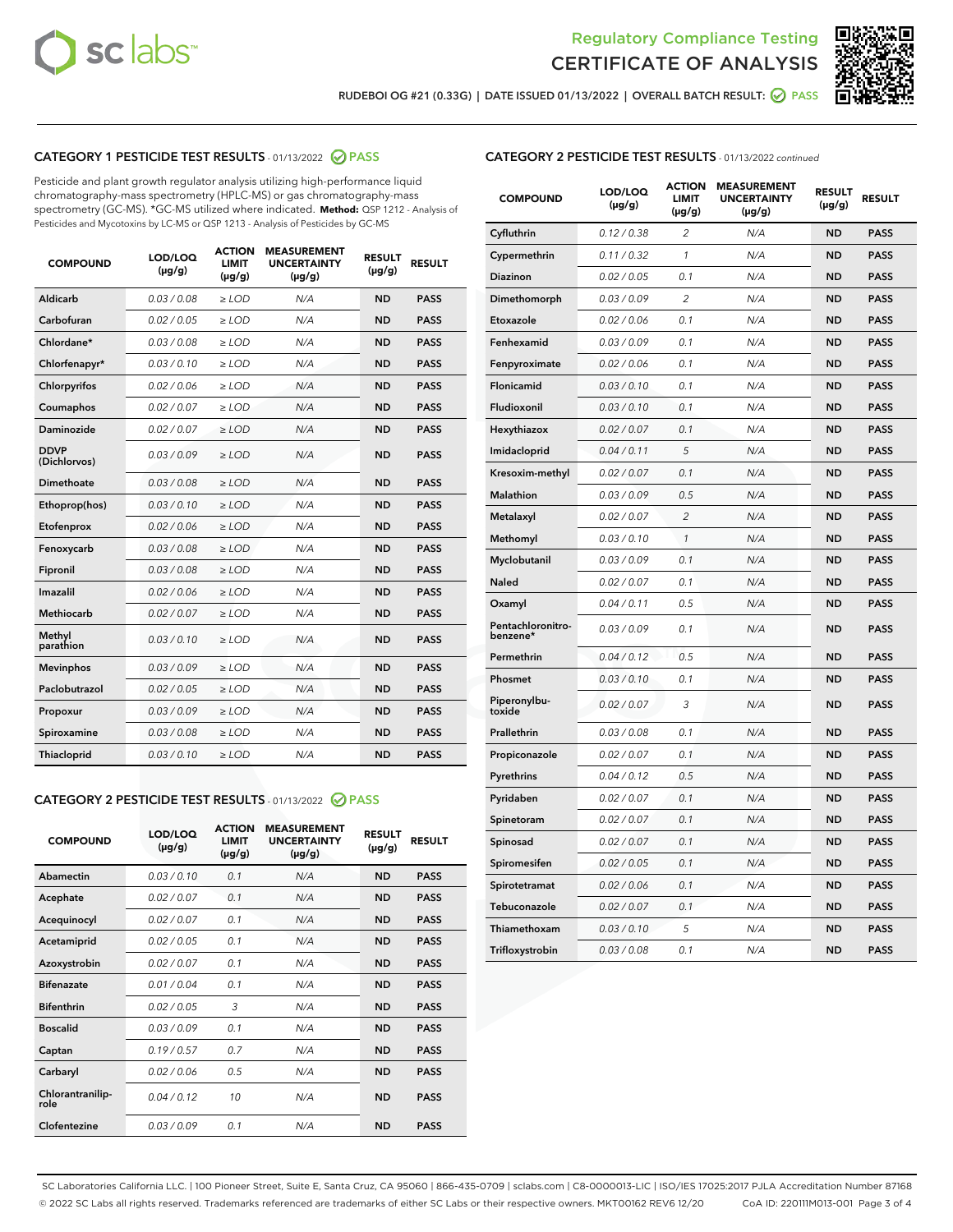Regulatory Compliance Testing
CERTIFICATE OF ANALYSIS

RUDEBOI OG #21 (0.33G) | DATE ISSUED 01/13/2022 | OVERALL BATCH RESULT: PASS

## CATEGORY 1 PESTICIDE TEST RESULTS - 01/13/2022 PASS

Pesticide and plant growth regulator analysis utilizing high-performance liquid chromatography-mass spectrometry (HPLC-MS) or gas chromatography-mass spectrometry (GC-MS). *GC-MS utilized where indicated. **Method:** QSP 1212 - Analysis of Pesticides and Mycotoxins by LC-MS or QSP 1213 - Analysis of Pesticides by GC-MS

| COMPOUND | LOD/LOQ (µg/g) | ACTION LIMIT (µg/g) | MEASUREMENT UNCERTAINTY (µg/g) | RESULT (µg/g) | RESULT |
|---|---|---|---|---|---|
| Aldicarb | 0.03 / 0.08 | ≥ LOD | N/A | ND | PASS |
| Carbofuran | 0.02 / 0.05 | ≥ LOD | N/A | ND | PASS |
| Chlordane* | 0.03 / 0.08 | ≥ LOD | N/A | ND | PASS |
| Chlorfenapyr* | 0.03 / 0.10 | ≥ LOD | N/A | ND | PASS |
| Chlorpyrifos | 0.02 / 0.06 | ≥ LOD | N/A | ND | PASS |
| Coumaphos | 0.02 / 0.07 | ≥ LOD | N/A | ND | PASS |
| Daminozide | 0.02 / 0.07 | ≥ LOD | N/A | ND | PASS |
| DDVP (Dichlorvos) | 0.03 / 0.09 | ≥ LOD | N/A | ND | PASS |
| Dimethoate | 0.03 / 0.08 | ≥ LOD | N/A | ND | PASS |
| Ethoprop(hos) | 0.03 / 0.10 | ≥ LOD | N/A | ND | PASS |
| Etofenprox | 0.02 / 0.06 | ≥ LOD | N/A | ND | PASS |
| Fenoxycarb | 0.03 / 0.08 | ≥ LOD | N/A | ND | PASS |
| Fipronil | 0.03 / 0.08 | ≥ LOD | N/A | ND | PASS |
| Imazalil | 0.02 / 0.06 | ≥ LOD | N/A | ND | PASS |
| Methiocarb | 0.02 / 0.07 | ≥ LOD | N/A | ND | PASS |
| Methyl parathion | 0.03 / 0.10 | ≥ LOD | N/A | ND | PASS |
| Mevinphos | 0.03 / 0.09 | ≥ LOD | N/A | ND | PASS |
| Paclobutrazol | 0.02 / 0.05 | ≥ LOD | N/A | ND | PASS |
| Propoxur | 0.03 / 0.09 | ≥ LOD | N/A | ND | PASS |
| Spiroxamine | 0.03 / 0.08 | ≥ LOD | N/A | ND | PASS |
| Thiacloprid | 0.03 / 0.10 | ≥ LOD | N/A | ND | PASS |

## CATEGORY 2 PESTICIDE TEST RESULTS - 01/13/2022 PASS

| COMPOUND | LOD/LOQ (µg/g) | ACTION LIMIT (µg/g) | MEASUREMENT UNCERTAINTY (µg/g) | RESULT (µg/g) | RESULT |
|---|---|---|---|---|---|
| Abamectin | 0.03 / 0.10 | 0.1 | N/A | ND | PASS |
| Acephate | 0.02 / 0.07 | 0.1 | N/A | ND | PASS |
| Acequinocyl | 0.02 / 0.07 | 0.1 | N/A | ND | PASS |
| Acetamiprid | 0.02 / 0.05 | 0.1 | N/A | ND | PASS |
| Azoxystrobin | 0.02 / 0.07 | 0.1 | N/A | ND | PASS |
| Bifenazate | 0.01 / 0.04 | 0.1 | N/A | ND | PASS |
| Bifenthrin | 0.02 / 0.05 | 3 | N/A | ND | PASS |
| Boscalid | 0.03 / 0.09 | 0.1 | N/A | ND | PASS |
| Captan | 0.19 / 0.57 | 0.7 | N/A | ND | PASS |
| Carbaryl | 0.02 / 0.06 | 0.5 | N/A | ND | PASS |
| Chlorantraniliprole | 0.04 / 0.12 | 10 | N/A | ND | PASS |
| Clofentezine | 0.03 / 0.09 | 0.1 | N/A | ND | PASS |
| Cyfluthrin | 0.12 / 0.38 | 2 | N/A | ND | PASS |
| Cypermethrin | 0.11 / 0.32 | 1 | N/A | ND | PASS |
| Diazinon | 0.02 / 0.05 | 0.1 | N/A | ND | PASS |
| Dimethomorph | 0.03 / 0.09 | 2 | N/A | ND | PASS |
| Etoxazole | 0.02 / 0.06 | 0.1 | N/A | ND | PASS |
| Fenhexamid | 0.03 / 0.09 | 0.1 | N/A | ND | PASS |
| Fenpyroximate | 0.02 / 0.06 | 0.1 | N/A | ND | PASS |
| Flonicamid | 0.03 / 0.10 | 0.1 | N/A | ND | PASS |
| Fludioxonil | 0.03 / 0.10 | 0.1 | N/A | ND | PASS |
| Hexythiazox | 0.02 / 0.07 | 0.1 | N/A | ND | PASS |
| Imidacloprid | 0.04 / 0.11 | 5 | N/A | ND | PASS |
| Kresoxim-methyl | 0.02 / 0.07 | 0.1 | N/A | ND | PASS |
| Malathion | 0.03 / 0.09 | 0.5 | N/A | ND | PASS |
| Metalaxyl | 0.02 / 0.07 | 2 | N/A | ND | PASS |
| Methomyl | 0.03 / 0.10 | 1 | N/A | ND | PASS |
| Myclobutanil | 0.03 / 0.09 | 0.1 | N/A | ND | PASS |
| Naled | 0.02 / 0.07 | 0.1 | N/A | ND | PASS |
| Oxamyl | 0.04 / 0.11 | 0.5 | N/A | ND | PASS |
| Pentachloronitrobenzene* | 0.03 / 0.09 | 0.1 | N/A | ND | PASS |
| Permethrin | 0.04 / 0.12 | 0.5 | N/A | ND | PASS |
| Phosmet | 0.03 / 0.10 | 0.1 | N/A | ND | PASS |
| Piperonylbutoxide | 0.02 / 0.07 | 3 | N/A | ND | PASS |
| Prallethrin | 0.03 / 0.08 | 0.1 | N/A | ND | PASS |
| Propiconazole | 0.02 / 0.07 | 0.1 | N/A | ND | PASS |
| Pyrethrins | 0.04 / 0.12 | 0.5 | N/A | ND | PASS |
| Pyridaben | 0.02 / 0.07 | 0.1 | N/A | ND | PASS |
| Spinetoram | 0.02 / 0.07 | 0.1 | N/A | ND | PASS |
| Spinosad | 0.02 / 0.07 | 0.1 | N/A | ND | PASS |
| Spiromesifen | 0.02 / 0.05 | 0.1 | N/A | ND | PASS |
| Spirotetramat | 0.02 / 0.06 | 0.1 | N/A | ND | PASS |
| Tebuconazole | 0.02 / 0.07 | 0.1 | N/A | ND | PASS |
| Thiamethoxam | 0.03 / 0.10 | 5 | N/A | ND | PASS |
| Trifloxystrobin | 0.03 / 0.08 | 0.1 | N/A | ND | PASS |

SC Laboratories California LLC. | 100 Pioneer Street, Suite E, Santa Cruz, CA 95060 | 866-435-0709 | sclabs.com | C8-0000013-LIC | ISO/IES 17025:2017 PJLA Accreditation Number 87168
© 2022 SC Labs all rights reserved. Trademarks referenced are trademarks of either SC Labs or their respective owners. MKT00162 REV6 12/20 CoA ID: 220111M013-001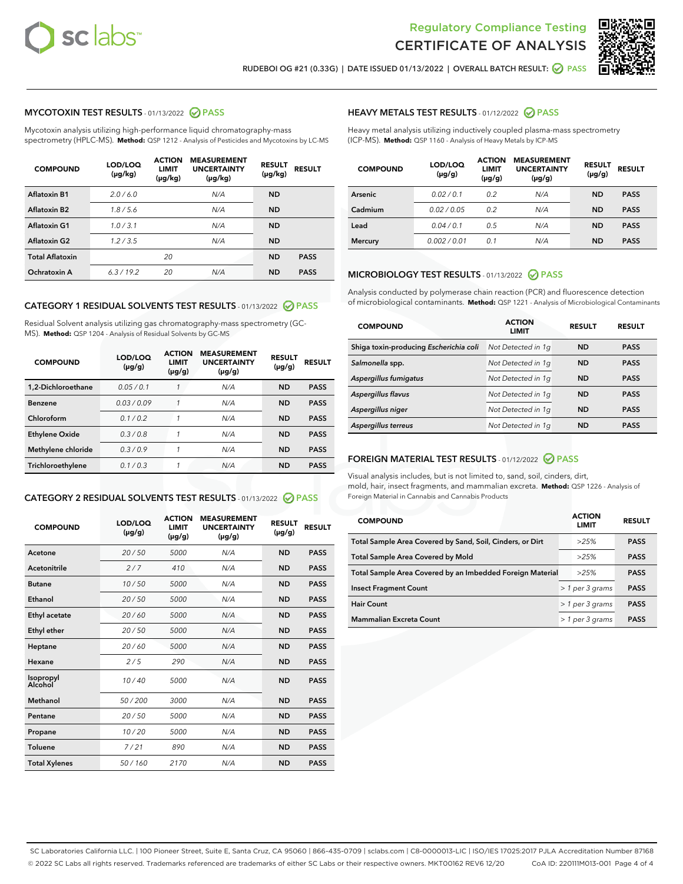Regulatory Compliance Testing
# CERTIFICATE OF ANALYSIS

RUDEBOI OG #21 (0.33G) | DATE ISSUED 01/13/2022 | OVERALL BATCH RESULT: PASS

## MYCOTOXIN TEST RESULTS - 01/13/2022 PASS

Mycotoxin analysis utilizing high-performance liquid chromatography-mass spectrometry (HPLC-MS). **Method:** QSP 1212 - Analysis of Pesticides and Mycotoxins by LC-MS

| COMPOUND | LOD/LOQ (µg/kg) | ACTION LIMIT (µg/kg) | MEASUREMENT UNCERTAINTY (µg/kg) | RESULT (µg/kg) | RESULT |
|---|---|---|---|---|---|
| Aflatoxin B1 | 2.0 / 6.0 | | N/A | ND | |
| Aflatoxin B2 | 1.8 / 5.6 | | N/A | ND | |
| Aflatoxin G1 | 1.0 / 3.1 | | N/A | ND | |
| Aflatoxin G2 | 1.2 / 3.5 | | N/A | ND | |
| Total Aflatoxin | | 20 | | ND | PASS |
| Ochratoxin A | 6.3 / 19.2 | 20 | N/A | ND | PASS |

## CATEGORY 1 RESIDUAL SOLVENTS TEST RESULTS - 01/13/2022 PASS

Residual Solvent analysis utilizing gas chromatography-mass spectrometry (GC-MS). **Method:** QSP 1204 - Analysis of Residual Solvents by GC-MS

| COMPOUND | LOD/LOQ (µg/g) | ACTION LIMIT (µg/g) | MEASUREMENT UNCERTAINTY (µg/g) | RESULT (µg/g) | RESULT |
|---|---|---|---|---|---|
| 1,2-Dichloroethane | 0.05 / 0.1 | 1 | N/A | ND | PASS |
| Benzene | 0.03 / 0.09 | 1 | N/A | ND | PASS |
| Chloroform | 0.1 / 0.2 | 1 | N/A | ND | PASS |
| Ethylene Oxide | 0.3 / 0.8 | 1 | N/A | ND | PASS |
| Methylene chloride | 0.3 / 0.9 | 1 | N/A | ND | PASS |
| Trichloroethylene | 0.1 / 0.3 | 1 | N/A | ND | PASS |

## CATEGORY 2 RESIDUAL SOLVENTS TEST RESULTS - 01/13/2022 PASS

| COMPOUND | LOD/LOQ (µg/g) | ACTION LIMIT (µg/g) | MEASUREMENT UNCERTAINTY (µg/g) | RESULT (µg/g) | RESULT |
|---|---|---|---|---|---|
| Acetone | 20 / 50 | 5000 | N/A | ND | PASS |
| Acetonitrile | 2 / 7 | 410 | N/A | ND | PASS |
| Butane | 10 / 50 | 5000 | N/A | ND | PASS |
| Ethanol | 20 / 50 | 5000 | N/A | ND | PASS |
| Ethyl acetate | 20 / 60 | 5000 | N/A | ND | PASS |
| Ethyl ether | 20 / 50 | 5000 | N/A | ND | PASS |
| Heptane | 20 / 60 | 5000 | N/A | ND | PASS |
| Hexane | 2 / 5 | 290 | N/A | ND | PASS |
| Isopropyl Alcohol | 10 / 40 | 5000 | N/A | ND | PASS |
| Methanol | 50 / 200 | 3000 | N/A | ND | PASS |
| Pentane | 20 / 50 | 5000 | N/A | ND | PASS |
| Propane | 10 / 20 | 5000 | N/A | ND | PASS |
| Toluene | 7 / 21 | 890 | N/A | ND | PASS |
| Total Xylenes | 50 / 160 | 2170 | N/A | ND | PASS |

## HEAVY METALS TEST RESULTS - 01/12/2022 PASS

Heavy metal analysis utilizing inductively coupled plasma-mass spectrometry (ICP-MS). **Method:** QSP 1160 - Analysis of Heavy Metals by ICP-MS

| COMPOUND | LOD/LOQ (µg/g) | ACTION LIMIT (µg/g) | MEASUREMENT UNCERTAINTY (µg/g) | RESULT (µg/g) | RESULT |
|---|---|---|---|---|---|
| Arsenic | 0.02 / 0.1 | 0.2 | N/A | ND | PASS |
| Cadmium | 0.02 / 0.05 | 0.2 | N/A | ND | PASS |
| Lead | 0.04 / 0.1 | 0.5 | N/A | ND | PASS |
| Mercury | 0.002 / 0.01 | 0.1 | N/A | ND | PASS |

## MICROBIOLOGY TEST RESULTS - 01/13/2022 PASS

Analysis conducted by polymerase chain reaction (PCR) and fluorescence detection of microbiological contaminants. **Method:** QSP 1221 - Analysis of Microbiological Contaminants

| COMPOUND | ACTION LIMIT | RESULT | RESULT |
|---|---|---|---|
| Shiga toxin-producing *Escherichia coli* | Not Detected in 1g | ND | PASS |
| *Salmonella* spp. | Not Detected in 1g | ND | PASS |
| *Aspergillus fumigatus* | Not Detected in 1g | ND | PASS |
| *Aspergillus flavus* | Not Detected in 1g | ND | PASS |
| *Aspergillus niger* | Not Detected in 1g | ND | PASS |
| *Aspergillus terreus* | Not Detected in 1g | ND | PASS |

## FOREIGN MATERIAL TEST RESULTS - 01/12/2022 PASS

Visual analysis includes, but is not limited to, sand, soil, cinders, dirt, mold, hair, insect fragments, and mammalian excreta. **Method:** QSP 1226 - Analysis of Foreign Material in Cannabis and Cannabis Products

| COMPOUND | ACTION LIMIT | RESULT |
|---|---|---|
| Total Sample Area Covered by Sand, Soil, Cinders, or Dirt | >25% | PASS |
| Total Sample Area Covered by Mold | >25% | PASS |
| Total Sample Area Covered by an Imbedded Foreign Material | >25% | PASS |
| Insect Fragment Count | > 1 per 3 grams | PASS |
| Hair Count | > 1 per 3 grams | PASS |
| Mammalian Excreta Count | > 1 per 3 grams | PASS |

SC Laboratories California LLC. | 100 Pioneer Street, Suite E, Santa Cruz, CA 95060 | 866-435-0709 | sclabs.com | C8-0000013-LIC | ISO/IES 17025:2017 PJLA Accreditation Number 87168
© 2022 SC Labs all rights reserved. Trademarks referenced are trademarks of either SC Labs or their respective owners. MKT00162 REV6 12/20 CoA ID: 220111M013-001